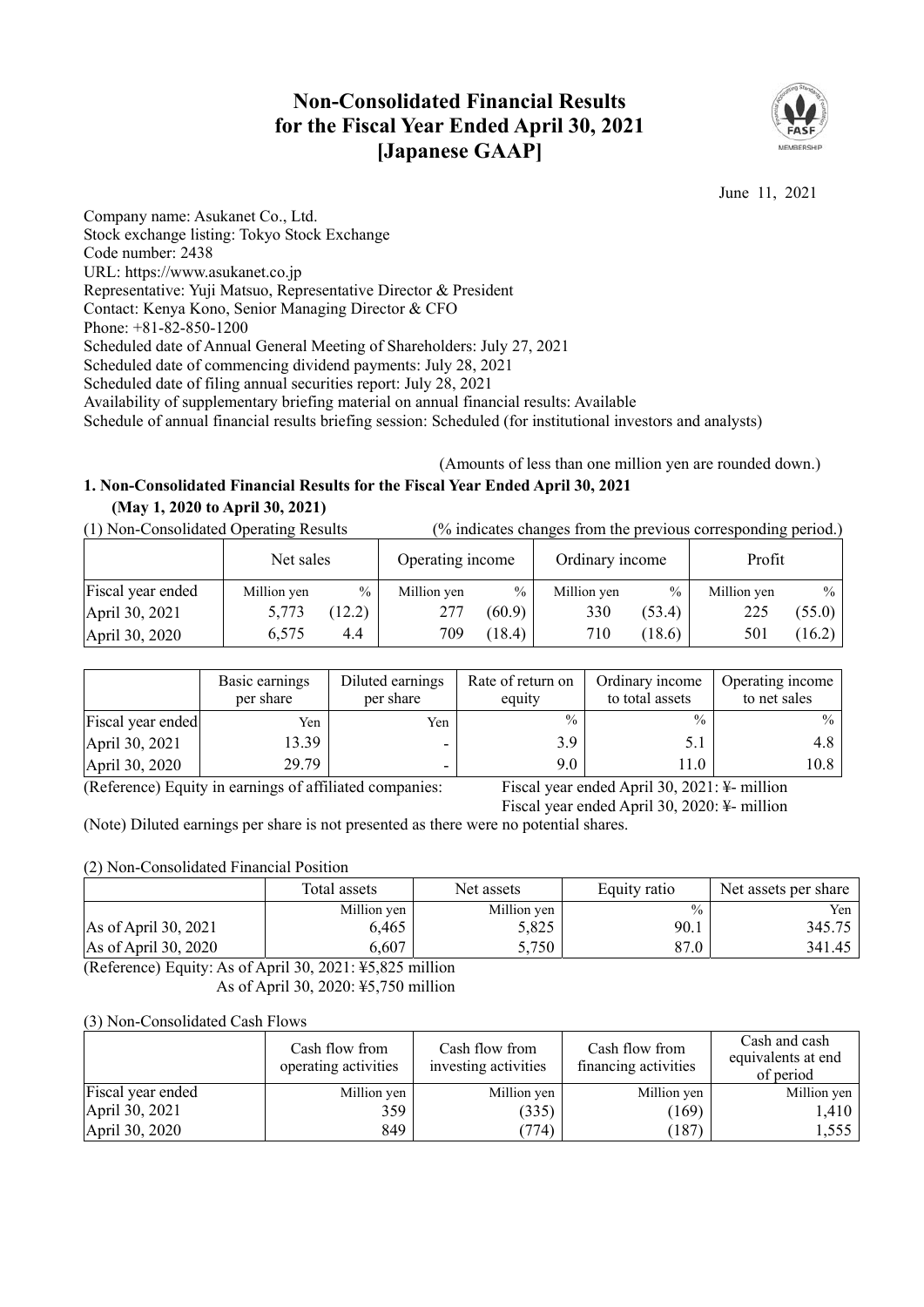# Non-Consolidated Financial Results for the Fiscal Year Ended April 30, 2021 [Japanese GAAP]

June 11, 2021

Company name: Asukanet Co., Ltd.
Stock exchange listing: Tokyo Stock Exchange
Code number: 2438
URL: https://www.asukanet.co.jp
Representative: Yuji Matsuo, Representative Director & President
Contact: Kenya Kono, Senior Managing Director & CFO
Phone: +81-82-850-1200
Scheduled date of Annual General Meeting of Shareholders: July 27, 2021
Scheduled date of commencing dividend payments: July 28, 2021
Scheduled date of filing annual securities report: July 28, 2021
Availability of supplementary briefing material on annual financial results: Available
Schedule of annual financial results briefing session: Scheduled (for institutional investors and analysts)

(Amounts of less than one million yen are rounded down.)

## 1. Non-Consolidated Financial Results for the Fiscal Year Ended April 30, 2021 (May 1, 2020 to April 30, 2021)

(1) Non-Consolidated Operating Results (% indicates changes from the previous corresponding period.)

| | Net sales | | Operating income | | Ordinary income | | Profit | |
|---|---|---|---|---|---|---|---|---|
| Fiscal year ended | Million yen | % | Million yen | % | Million yen | % | Million yen | % |
| April 30, 2021 | 5,773 | (12.2) | 277 | (60.9) | 330 | (53.4) | 225 | (55.0) |
| April 30, 2020 | 6,575 | 4.4 | 709 | (18.4) | 710 | (18.6) | 501 | (16.2) |

| | Basic earnings per share | Diluted earnings per share | Rate of return on equity | Ordinary income to total assets | Operating income to net sales |
|---|---|---|---|---|---|
| Fiscal year ended | Yen | Yen | % | % | % |
| April 30, 2021 | 13.39 | - | 3.9 | 5.1 | 4.8 |
| April 30, 2020 | 29.79 | - | 9.0 | 11.0 | 10.8 |

(Reference) Equity in earnings of affiliated companies: Fiscal year ended April 30, 2021: ¥- million
Fiscal year ended April 30, 2020: ¥- million

(Note) Diluted earnings per share is not presented as there were no potential shares.

(2) Non-Consolidated Financial Position

| | Total assets | Net assets | Equity ratio | Net assets per share |
|---|---|---|---|---|
| | Million yen | Million yen | % | Yen |
| As of April 30, 2021 | 6,465 | 5,825 | 90.1 | 345.75 |
| As of April 30, 2020 | 6,607 | 5,750 | 87.0 | 341.45 |

(Reference) Equity: As of April 30, 2021: ¥5,825 million
As of April 30, 2020: ¥5,750 million

(3) Non-Consolidated Cash Flows

| | Cash flow from operating activities | Cash flow from investing activities | Cash flow from financing activities | Cash and cash equivalents at end of period |
|---|---|---|---|---|
| Fiscal year ended | Million yen | Million yen | Million yen | Million yen |
| April 30, 2021 | 359 | (335) | (169) | 1,410 |
| April 30, 2020 | 849 | (774) | (187) | 1,555 |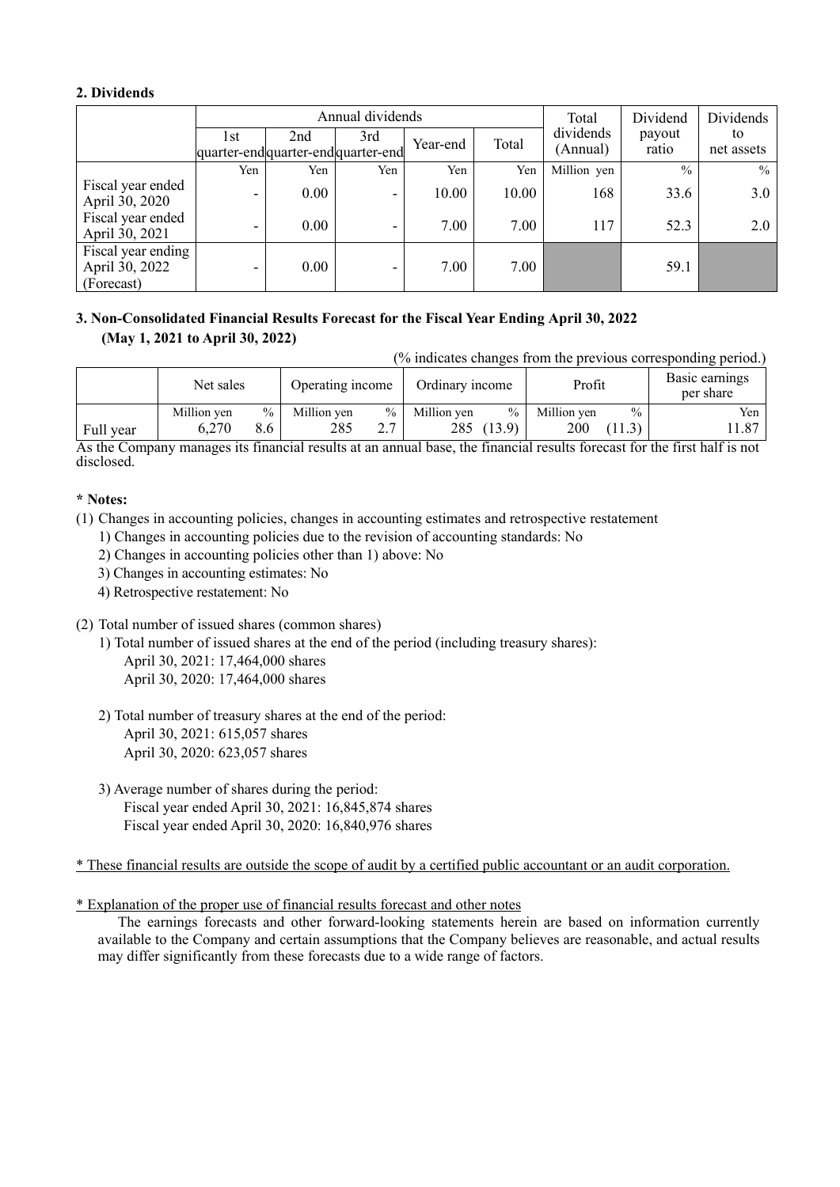## 2. Dividends

| | Annual dividends | | | | | Total dividends (Annual) | Dividend payout ratio | Dividends to net assets |
|---|---|---|---|---|---|---|---|---|
| | 1st quarter-end | 2nd quarter-end | 3rd quarter-end | Year-end | Total | | | |
| | Yen | Yen | Yen | Yen | Yen | Million yen | % | % |
| Fiscal year ended April 30, 2020 | - | 0.00 | - | 10.00 | 10.00 | 168 | 33.6 | 3.0 |
| Fiscal year ended April 30, 2021 | - | 0.00 | - | 7.00 | 7.00 | 117 | 52.3 | 2.0 |
| Fiscal year ending April 30, 2022 (Forecast) | - | 0.00 | - | 7.00 | 7.00 | | 59.1 | |

## 3. Non-Consolidated Financial Results Forecast for the Fiscal Year Ending April 30, 2022 (May 1, 2021 to April 30, 2022)

(% indicates changes from the previous corresponding period.)

| | Net sales | | Operating income | | Ordinary income | | Profit | | Basic earnings per share |
|---|---|---|---|---|---|---|---|---|---|
| | Million yen | % | Million yen | % | Million yen | % | Million yen | % | Yen |
| Full year | 6,270 | 8.6 | 285 | 2.7 | 285 | (13.9) | 200 | (11.3) | 11.87 |

As the Company manages its financial results at an annual base, the financial results forecast for the first half is not disclosed.

**\* Notes:**

(1) Changes in accounting policies, changes in accounting estimates and retrospective restatement
   1) Changes in accounting policies due to the revision of accounting standards: No
   2) Changes in accounting policies other than 1) above: No
   3) Changes in accounting estimates: No
   4) Retrospective restatement: No

(2) Total number of issued shares (common shares)
   1) Total number of issued shares at the end of the period (including treasury shares):
      April 30, 2021: 17,464,000 shares
      April 30, 2020: 17,464,000 shares

   2) Total number of treasury shares at the end of the period:
      April 30, 2021: 615,057 shares
      April 30, 2020: 623,057 shares

   3) Average number of shares during the period:
      Fiscal year ended April 30, 2021: 16,845,874 shares
      Fiscal year ended April 30, 2020: 16,840,976 shares

\* These financial results are outside the scope of audit by a certified public accountant or an audit corporation.

\* Explanation of the proper use of financial results forecast and other notes

The earnings forecasts and other forward-looking statements herein are based on information currently available to the Company and certain assumptions that the Company believes are reasonable, and actual results may differ significantly from these forecasts due to a wide range of factors.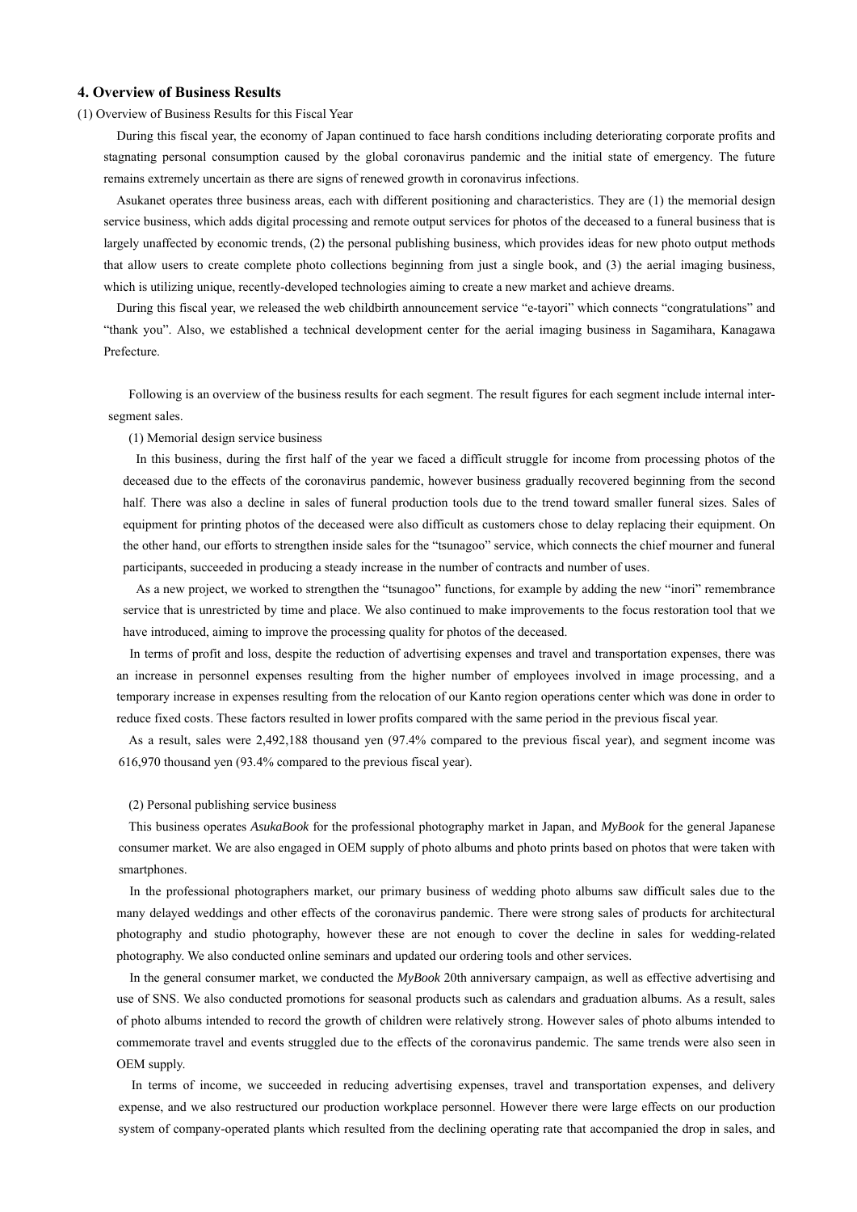## 4. Overview of Business Results

(1) Overview of Business Results for this Fiscal Year

During this fiscal year, the economy of Japan continued to face harsh conditions including deteriorating corporate profits and stagnating personal consumption caused by the global coronavirus pandemic and the initial state of emergency. The future remains extremely uncertain as there are signs of renewed growth in coronavirus infections.

Asukanet operates three business areas, each with different positioning and characteristics. They are (1) the memorial design service business, which adds digital processing and remote output services for photos of the deceased to a funeral business that is largely unaffected by economic trends, (2) the personal publishing business, which provides ideas for new photo output methods that allow users to create complete photo collections beginning from just a single book, and (3) the aerial imaging business, which is utilizing unique, recently-developed technologies aiming to create a new market and achieve dreams.

During this fiscal year, we released the web childbirth announcement service "e-tayori" which connects "congratulations" and "thank you". Also, we established a technical development center for the aerial imaging business in Sagamihara, Kanagawa Prefecture.

Following is an overview of the business results for each segment. The result figures for each segment include internal inter-segment sales.

(1) Memorial design service business

In this business, during the first half of the year we faced a difficult struggle for income from processing photos of the deceased due to the effects of the coronavirus pandemic, however business gradually recovered beginning from the second half. There was also a decline in sales of funeral production tools due to the trend toward smaller funeral sizes. Sales of equipment for printing photos of the deceased were also difficult as customers chose to delay replacing their equipment. On the other hand, our efforts to strengthen inside sales for the "tsunagoo" service, which connects the chief mourner and funeral participants, succeeded in producing a steady increase in the number of contracts and number of uses.

As a new project, we worked to strengthen the "tsunagoo" functions, for example by adding the new "inori" remembrance service that is unrestricted by time and place. We also continued to make improvements to the focus restoration tool that we have introduced, aiming to improve the processing quality for photos of the deceased.

In terms of profit and loss, despite the reduction of advertising expenses and travel and transportation expenses, there was an increase in personnel expenses resulting from the higher number of employees involved in image processing, and a temporary increase in expenses resulting from the relocation of our Kanto region operations center which was done in order to reduce fixed costs. These factors resulted in lower profits compared with the same period in the previous fiscal year.

As a result, sales were 2,492,188 thousand yen (97.4% compared to the previous fiscal year), and segment income was 616,970 thousand yen (93.4% compared to the previous fiscal year).

(2) Personal publishing service business

This business operates *AsukaBook* for the professional photography market in Japan, and *MyBook* for the general Japanese consumer market. We are also engaged in OEM supply of photo albums and photo prints based on photos that were taken with smartphones.

In the professional photographers market, our primary business of wedding photo albums saw difficult sales due to the many delayed weddings and other effects of the coronavirus pandemic. There were strong sales of products for architectural photography and studio photography, however these are not enough to cover the decline in sales for wedding-related photography. We also conducted online seminars and updated our ordering tools and other services.

In the general consumer market, we conducted the *MyBook* 20th anniversary campaign, as well as effective advertising and use of SNS. We also conducted promotions for seasonal products such as calendars and graduation albums. As a result, sales of photo albums intended to record the growth of children were relatively strong. However sales of photo albums intended to commemorate travel and events struggled due to the effects of the coronavirus pandemic. The same trends were also seen in OEM supply.

In terms of income, we succeeded in reducing advertising expenses, travel and transportation expenses, and delivery expense, and we also restructured our production workplace personnel. However there were large effects on our production system of company-operated plants which resulted from the declining operating rate that accompanied the drop in sales, and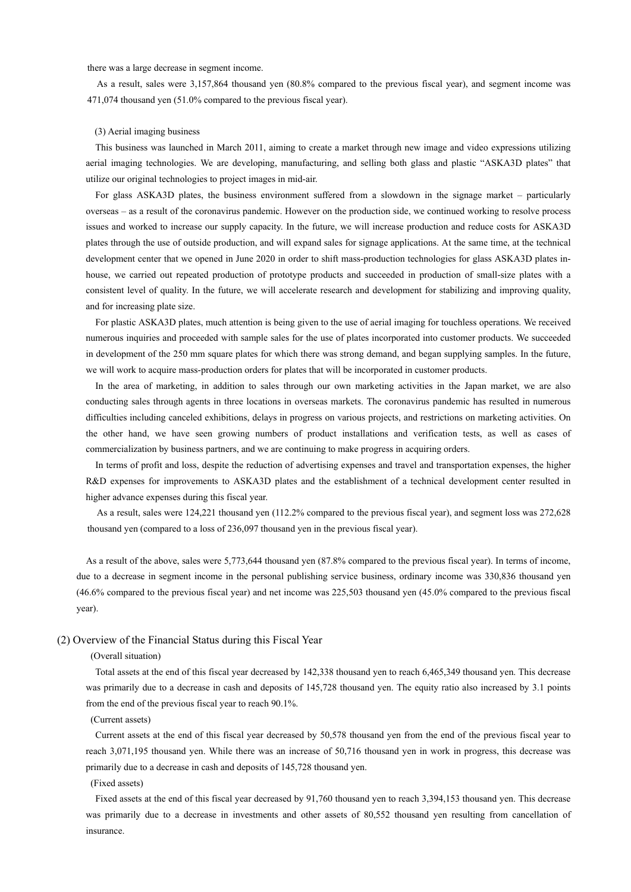there was a large decrease in segment income.

As a result, sales were 3,157,864 thousand yen (80.8% compared to the previous fiscal year), and segment income was 471,074 thousand yen (51.0% compared to the previous fiscal year).

(3) Aerial imaging business

This business was launched in March 2011, aiming to create a market through new image and video expressions utilizing aerial imaging technologies. We are developing, manufacturing, and selling both glass and plastic "ASKA3D plates" that utilize our original technologies to project images in mid-air.

For glass ASKA3D plates, the business environment suffered from a slowdown in the signage market – particularly overseas – as a result of the coronavirus pandemic. However on the production side, we continued working to resolve process issues and worked to increase our supply capacity. In the future, we will increase production and reduce costs for ASKA3D plates through the use of outside production, and will expand sales for signage applications. At the same time, at the technical development center that we opened in June 2020 in order to shift mass-production technologies for glass ASKA3D plates in-house, we carried out repeated production of prototype products and succeeded in production of small-size plates with a consistent level of quality. In the future, we will accelerate research and development for stabilizing and improving quality, and for increasing plate size.

For plastic ASKA3D plates, much attention is being given to the use of aerial imaging for touchless operations. We received numerous inquiries and proceeded with sample sales for the use of plates incorporated into customer products. We succeeded in development of the 250 mm square plates for which there was strong demand, and began supplying samples. In the future, we will work to acquire mass-production orders for plates that will be incorporated in customer products.

In the area of marketing, in addition to sales through our own marketing activities in the Japan market, we are also conducting sales through agents in three locations in overseas markets. The coronavirus pandemic has resulted in numerous difficulties including canceled exhibitions, delays in progress on various projects, and restrictions on marketing activities. On the other hand, we have seen growing numbers of product installations and verification tests, as well as cases of commercialization by business partners, and we are continuing to make progress in acquiring orders.

In terms of profit and loss, despite the reduction of advertising expenses and travel and transportation expenses, the higher R&D expenses for improvements to ASKA3D plates and the establishment of a technical development center resulted in higher advance expenses during this fiscal year.

As a result, sales were 124,221 thousand yen (112.2% compared to the previous fiscal year), and segment loss was 272,628 thousand yen (compared to a loss of 236,097 thousand yen in the previous fiscal year).

As a result of the above, sales were 5,773,644 thousand yen (87.8% compared to the previous fiscal year). In terms of income, due to a decrease in segment income in the personal publishing service business, ordinary income was 330,836 thousand yen (46.6% compared to the previous fiscal year) and net income was 225,503 thousand yen (45.0% compared to the previous fiscal year).

## (2) Overview of the Financial Status during this Fiscal Year

(Overall situation)

Total assets at the end of this fiscal year decreased by 142,338 thousand yen to reach 6,465,349 thousand yen. This decrease was primarily due to a decrease in cash and deposits of 145,728 thousand yen. The equity ratio also increased by 3.1 points from the end of the previous fiscal year to reach 90.1%.

(Current assets)

Current assets at the end of this fiscal year decreased by 50,578 thousand yen from the end of the previous fiscal year to reach 3,071,195 thousand yen. While there was an increase of 50,716 thousand yen in work in progress, this decrease was primarily due to a decrease in cash and deposits of 145,728 thousand yen.

(Fixed assets)

Fixed assets at the end of this fiscal year decreased by 91,760 thousand yen to reach 3,394,153 thousand yen. This decrease was primarily due to a decrease in investments and other assets of 80,552 thousand yen resulting from cancellation of insurance.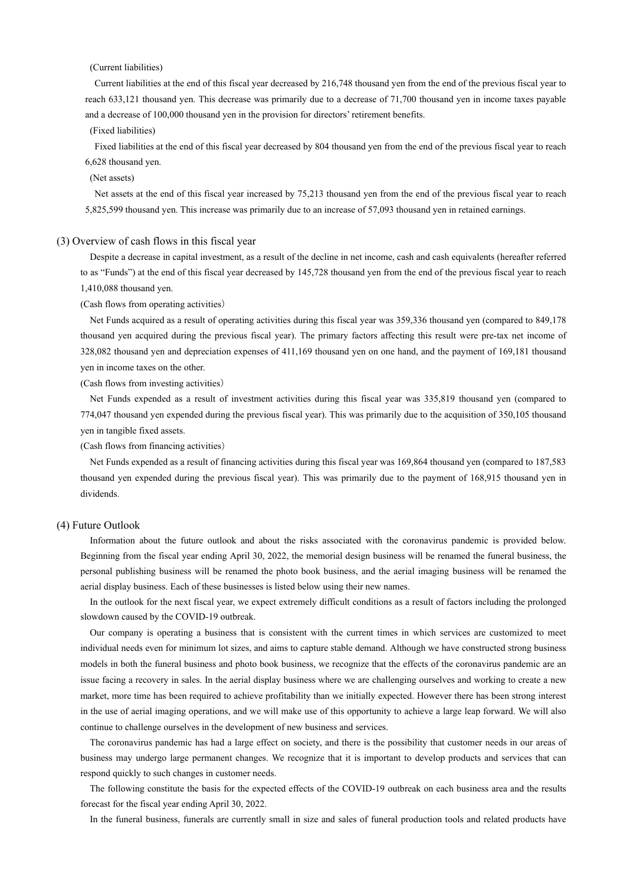(Current liabilities)

Current liabilities at the end of this fiscal year decreased by 216,748 thousand yen from the end of the previous fiscal year to reach 633,121 thousand yen. This decrease was primarily due to a decrease of 71,700 thousand yen in income taxes payable and a decrease of 100,000 thousand yen in the provision for directors' retirement benefits.

(Fixed liabilities)

Fixed liabilities at the end of this fiscal year decreased by 804 thousand yen from the end of the previous fiscal year to reach 6,628 thousand yen.

(Net assets)

Net assets at the end of this fiscal year increased by 75,213 thousand yen from the end of the previous fiscal year to reach 5,825,599 thousand yen. This increase was primarily due to an increase of 57,093 thousand yen in retained earnings.

## (3) Overview of cash flows in this fiscal year

Despite a decrease in capital investment, as a result of the decline in net income, cash and cash equivalents (hereafter referred to as "Funds") at the end of this fiscal year decreased by 145,728 thousand yen from the end of the previous fiscal year to reach 1,410,088 thousand yen.

(Cash flows from operating activities)

Net Funds acquired as a result of operating activities during this fiscal year was 359,336 thousand yen (compared to 849,178 thousand yen acquired during the previous fiscal year). The primary factors affecting this result were pre-tax net income of 328,082 thousand yen and depreciation expenses of 411,169 thousand yen on one hand, and the payment of 169,181 thousand yen in income taxes on the other.

(Cash flows from investing activities)

Net Funds expended as a result of investment activities during this fiscal year was 335,819 thousand yen (compared to 774,047 thousand yen expended during the previous fiscal year). This was primarily due to the acquisition of 350,105 thousand yen in tangible fixed assets.

(Cash flows from financing activities)

Net Funds expended as a result of financing activities during this fiscal year was 169,864 thousand yen (compared to 187,583 thousand yen expended during the previous fiscal year). This was primarily due to the payment of 168,915 thousand yen in dividends.

## (4) Future Outlook

Information about the future outlook and about the risks associated with the coronavirus pandemic is provided below. Beginning from the fiscal year ending April 30, 2022, the memorial design business will be renamed the funeral business, the personal publishing business will be renamed the photo book business, and the aerial imaging business will be renamed the aerial display business. Each of these businesses is listed below using their new names.

In the outlook for the next fiscal year, we expect extremely difficult conditions as a result of factors including the prolonged slowdown caused by the COVID-19 outbreak.

Our company is operating a business that is consistent with the current times in which services are customized to meet individual needs even for minimum lot sizes, and aims to capture stable demand. Although we have constructed strong business models in both the funeral business and photo book business, we recognize that the effects of the coronavirus pandemic are an issue facing a recovery in sales. In the aerial display business where we are challenging ourselves and working to create a new market, more time has been required to achieve profitability than we initially expected. However there has been strong interest in the use of aerial imaging operations, and we will make use of this opportunity to achieve a large leap forward. We will also continue to challenge ourselves in the development of new business and services.

The coronavirus pandemic has had a large effect on society, and there is the possibility that customer needs in our areas of business may undergo large permanent changes. We recognize that it is important to develop products and services that can respond quickly to such changes in customer needs.

The following constitute the basis for the expected effects of the COVID-19 outbreak on each business area and the results forecast for the fiscal year ending April 30, 2022.

In the funeral business, funerals are currently small in size and sales of funeral production tools and related products have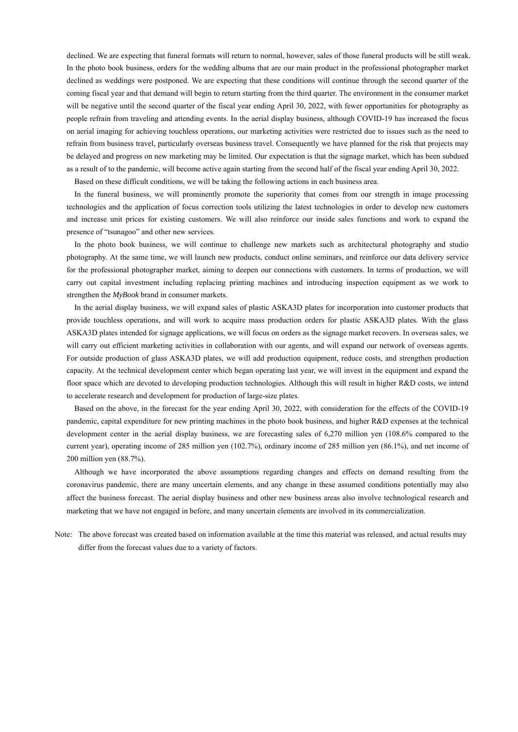declined. We are expecting that funeral formats will return to normal, however, sales of those funeral products will be still weak. In the photo book business, orders for the wedding albums that are our main product in the professional photographer market declined as weddings were postponed. We are expecting that these conditions will continue through the second quarter of the coming fiscal year and that demand will begin to return starting from the third quarter. The environment in the consumer market will be negative until the second quarter of the fiscal year ending April 30, 2022, with fewer opportunities for photography as people refrain from traveling and attending events. In the aerial display business, although COVID-19 has increased the focus on aerial imaging for achieving touchless operations, our marketing activities were restricted due to issues such as the need to refrain from business travel, particularly overseas business travel. Consequently we have planned for the risk that projects may be delayed and progress on new marketing may be limited. Our expectation is that the signage market, which has been subdued as a result of to the pandemic, will become active again starting from the second half of the fiscal year ending April 30, 2022.

Based on these difficult conditions, we will be taking the following actions in each business area.

In the funeral business, we will prominently promote the superiority that comes from our strength in image processing technologies and the application of focus correction tools utilizing the latest technologies in order to develop new customers and increase unit prices for existing customers. We will also reinforce our inside sales functions and work to expand the presence of "tsunagoo" and other new services.

In the photo book business, we will continue to challenge new markets such as architectural photography and studio photography. At the same time, we will launch new products, conduct online seminars, and reinforce our data delivery service for the professional photographer market, aiming to deepen our connections with customers. In terms of production, we will carry out capital investment including replacing printing machines and introducing inspection equipment as we work to strengthen the *MyBook* brand in consumer markets.

In the aerial display business, we will expand sales of plastic ASKA3D plates for incorporation into customer products that provide touchless operations, and will work to acquire mass production orders for plastic ASKA3D plates. With the glass ASKA3D plates intended for signage applications, we will focus on orders as the signage market recovers. In overseas sales, we will carry out efficient marketing activities in collaboration with our agents, and will expand our network of overseas agents. For outside production of glass ASKA3D plates, we will add production equipment, reduce costs, and strengthen production capacity. At the technical development center which began operating last year, we will invest in the equipment and expand the floor space which are devoted to developing production technologies. Although this will result in higher R&D costs, we intend to accelerate research and development for production of large-size plates.

Based on the above, in the forecast for the year ending April 30, 2022, with consideration for the effects of the COVID-19 pandemic, capital expenditure for new printing machines in the photo book business, and higher R&D expenses at the technical development center in the aerial display business, we are forecasting sales of 6,270 million yen (108.6% compared to the current year), operating income of 285 million yen (102.7%), ordinary income of 285 million yen (86.1%), and net income of 200 million yen (88.7%).

Although we have incorporated the above assumptions regarding changes and effects on demand resulting from the coronavirus pandemic, there are many uncertain elements, and any change in these assumed conditions potentially may also affect the business forecast. The aerial display business and other new business areas also involve technological research and marketing that we have not engaged in before, and many uncertain elements are involved in its commercialization.

Note: The above forecast was created based on information available at the time this material was released, and actual results may differ from the forecast values due to a variety of factors.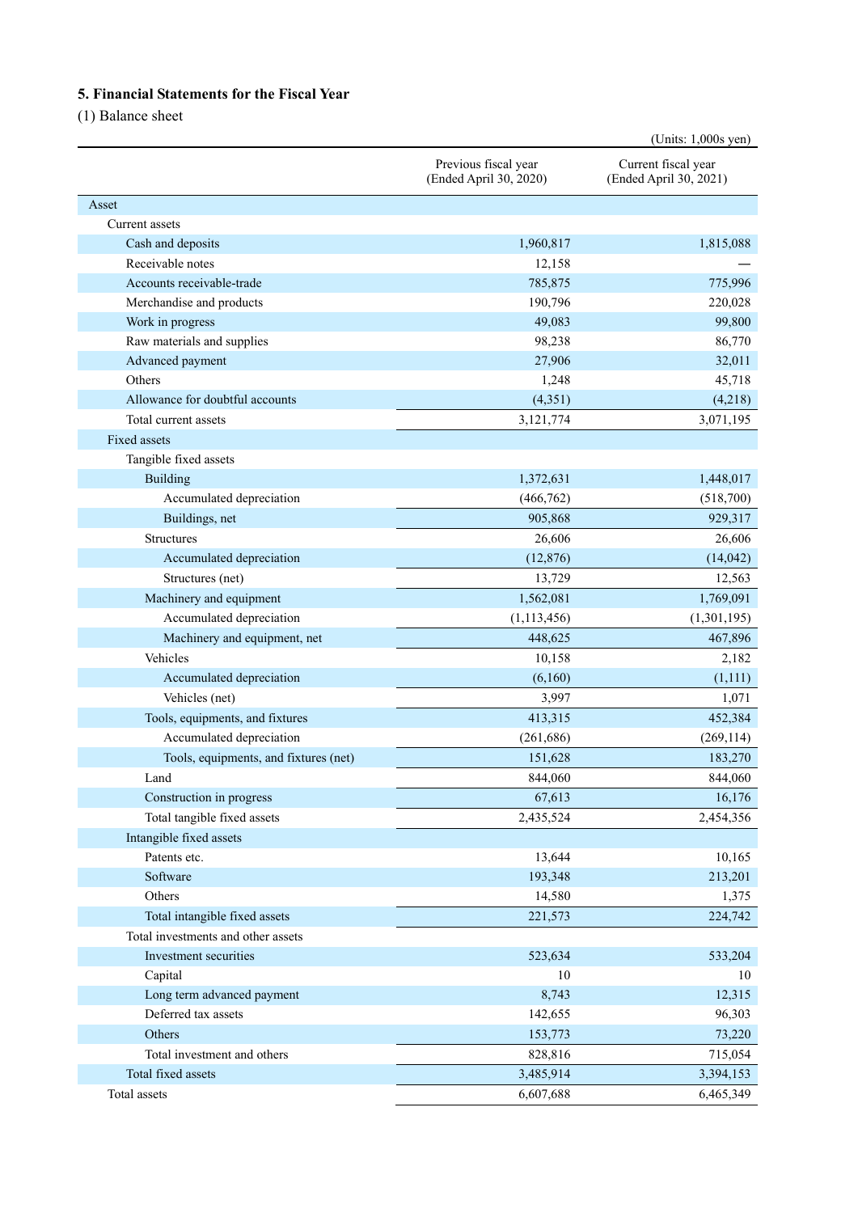## 5. Financial Statements for the Fiscal Year

(1) Balance sheet

(Units: 1,000s yen)

| | Previous fiscal year (Ended April 30, 2020) | Current fiscal year (Ended April 30, 2021) |
|---|---|---|
| Asset | | |
| Current assets | | |
| Cash and deposits | 1,960,817 | 1,815,088 |
| Receivable notes | 12,158 | — |
| Accounts receivable-trade | 785,875 | 775,996 |
| Merchandise and products | 190,796 | 220,028 |
| Work in progress | 49,083 | 99,800 |
| Raw materials and supplies | 98,238 | 86,770 |
| Advanced payment | 27,906 | 32,011 |
| Others | 1,248 | 45,718 |
| Allowance for doubtful accounts | (4,351) | (4,218) |
| Total current assets | 3,121,774 | 3,071,195 |
| Fixed assets | | |
| Tangible fixed assets | | |
| Building | 1,372,631 | 1,448,017 |
| Accumulated depreciation | (466,762) | (518,700) |
| Buildings, net | 905,868 | 929,317 |
| Structures | 26,606 | 26,606 |
| Accumulated depreciation | (12,876) | (14,042) |
| Structures (net) | 13,729 | 12,563 |
| Machinery and equipment | 1,562,081 | 1,769,091 |
| Accumulated depreciation | (1,113,456) | (1,301,195) |
| Machinery and equipment, net | 448,625 | 467,896 |
| Vehicles | 10,158 | 2,182 |
| Accumulated depreciation | (6,160) | (1,111) |
| Vehicles (net) | 3,997 | 1,071 |
| Tools, equipments, and fixtures | 413,315 | 452,384 |
| Accumulated depreciation | (261,686) | (269,114) |
| Tools, equipments, and fixtures (net) | 151,628 | 183,270 |
| Land | 844,060 | 844,060 |
| Construction in progress | 67,613 | 16,176 |
| Total tangible fixed assets | 2,435,524 | 2,454,356 |
| Intangible fixed assets | | |
| Patents etc. | 13,644 | 10,165 |
| Software | 193,348 | 213,201 |
| Others | 14,580 | 1,375 |
| Total intangible fixed assets | 221,573 | 224,742 |
| Total investments and other assets | | |
| Investment securities | 523,634 | 533,204 |
| Capital | 10 | 10 |
| Long term advanced payment | 8,743 | 12,315 |
| Deferred tax assets | 142,655 | 96,303 |
| Others | 153,773 | 73,220 |
| Total investment and others | 828,816 | 715,054 |
| Total fixed assets | 3,485,914 | 3,394,153 |
| Total assets | 6,607,688 | 6,465,349 |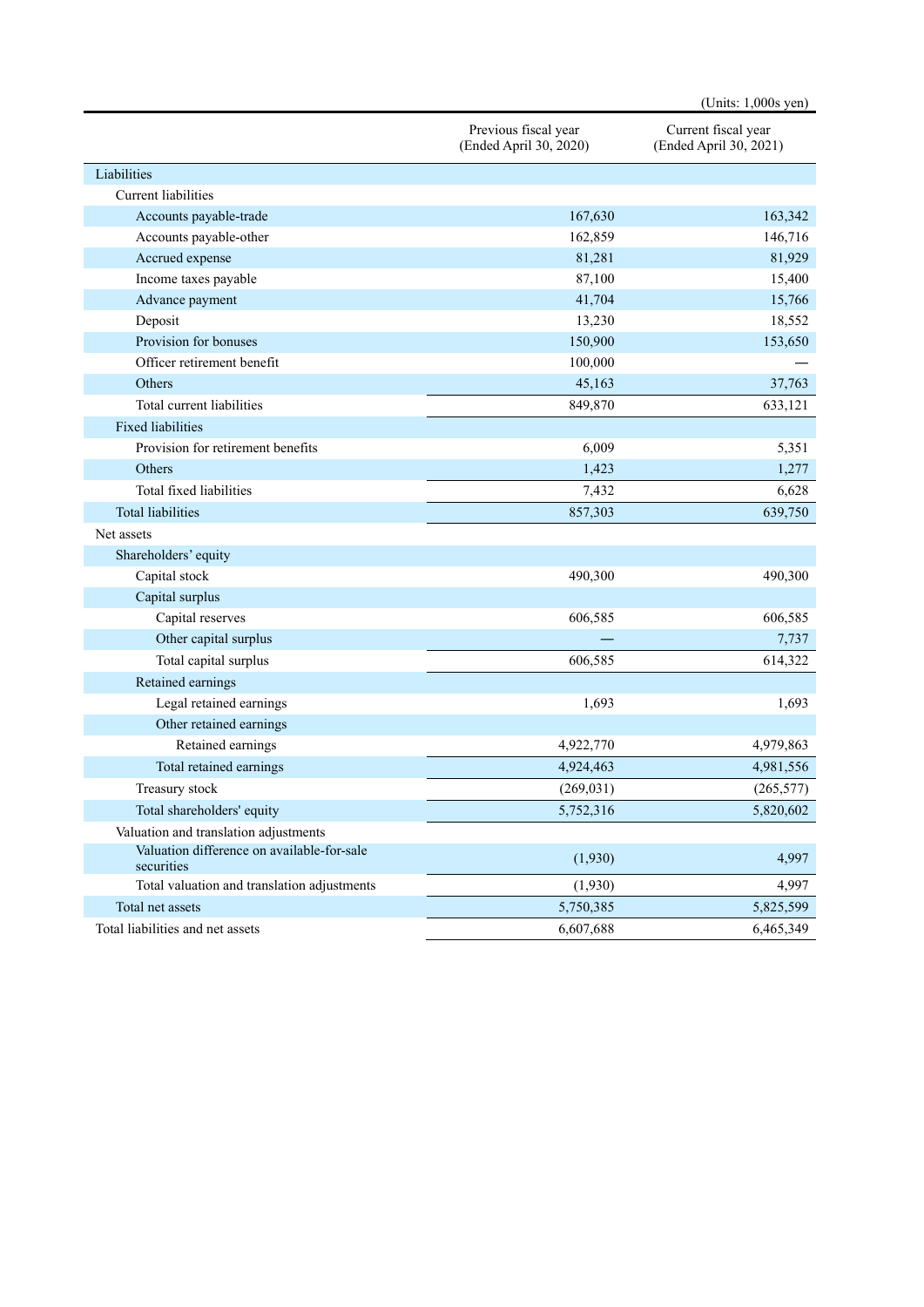(Units: 1,000s yen)

| | Previous fiscal year (Ended April 30, 2020) | Current fiscal year (Ended April 30, 2021) |
|---|---|---|
| Liabilities | | |
| Current liabilities | | |
| Accounts payable-trade | 167,630 | 163,342 |
| Accounts payable-other | 162,859 | 146,716 |
| Accrued expense | 81,281 | 81,929 |
| Income taxes payable | 87,100 | 15,400 |
| Advance payment | 41,704 | 15,766 |
| Deposit | 13,230 | 18,552 |
| Provision for bonuses | 150,900 | 153,650 |
| Officer retirement benefit | 100,000 | — |
| Others | 45,163 | 37,763 |
| Total current liabilities | 849,870 | 633,121 |
| Fixed liabilities | | |
| Provision for retirement benefits | 6,009 | 5,351 |
| Others | 1,423 | 1,277 |
| Total fixed liabilities | 7,432 | 6,628 |
| Total liabilities | 857,303 | 639,750 |
| Net assets | | |
| Shareholders' equity | | |
| Capital stock | 490,300 | 490,300 |
| Capital surplus | | |
| Capital reserves | 606,585 | 606,585 |
| Other capital surplus | — | 7,737 |
| Total capital surplus | 606,585 | 614,322 |
| Retained earnings | | |
| Legal retained earnings | 1,693 | 1,693 |
| Other retained earnings | | |
| Retained earnings | 4,922,770 | 4,979,863 |
| Total retained earnings | 4,924,463 | 4,981,556 |
| Treasury stock | (269,031) | (265,577) |
| Total shareholders' equity | 5,752,316 | 5,820,602 |
| Valuation and translation adjustments | | |
| Valuation difference on available-for-sale securities | (1,930) | 4,997 |
| Total valuation and translation adjustments | (1,930) | 4,997 |
| Total net assets | 5,750,385 | 5,825,599 |
| Total liabilities and net assets | 6,607,688 | 6,465,349 |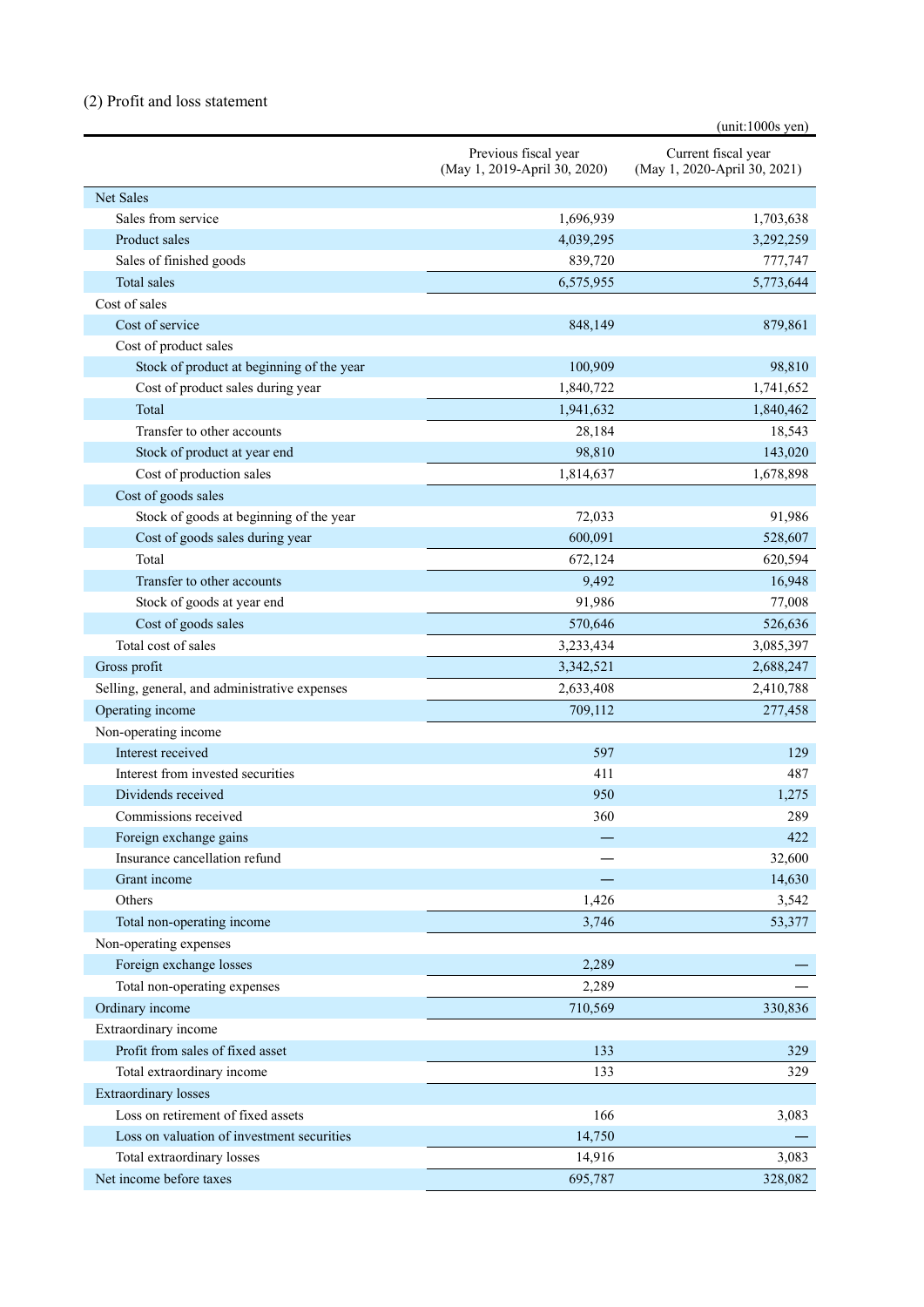(2) Profit and loss statement

(unit:1000s yen)

| | Previous fiscal year (May 1, 2019-April 30, 2020) | Current fiscal year (May 1, 2020-April 30, 2021) |
|---|---|---|
| Net Sales | | |
| Sales from service | 1,696,939 | 1,703,638 |
| Product sales | 4,039,295 | 3,292,259 |
| Sales of finished goods | 839,720 | 777,747 |
| Total sales | 6,575,955 | 5,773,644 |
| Cost of sales | | |
| Cost of service | 848,149 | 879,861 |
| Cost of product sales | | |
| Stock of product at beginning of the year | 100,909 | 98,810 |
| Cost of product sales during year | 1,840,722 | 1,741,652 |
| Total | 1,941,632 | 1,840,462 |
| Transfer to other accounts | 28,184 | 18,543 |
| Stock of product at year end | 98,810 | 143,020 |
| Cost of production sales | 1,814,637 | 1,678,898 |
| Cost of goods sales | | |
| Stock of goods at beginning of the year | 72,033 | 91,986 |
| Cost of goods sales during year | 600,091 | 528,607 |
| Total | 672,124 | 620,594 |
| Transfer to other accounts | 9,492 | 16,948 |
| Stock of goods at year end | 91,986 | 77,008 |
| Cost of goods sales | 570,646 | 526,636 |
| Total cost of sales | 3,233,434 | 3,085,397 |
| Gross profit | 3,342,521 | 2,688,247 |
| Selling, general, and administrative expenses | 2,633,408 | 2,410,788 |
| Operating income | 709,112 | 277,458 |
| Non-operating income | | |
| Interest received | 597 | 129 |
| Interest from invested securities | 411 | 487 |
| Dividends received | 950 | 1,275 |
| Commissions received | 360 | 289 |
| Foreign exchange gains | — | 422 |
| Insurance cancellation refund | — | 32,600 |
| Grant income | — | 14,630 |
| Others | 1,426 | 3,542 |
| Total non-operating income | 3,746 | 53,377 |
| Non-operating expenses | | |
| Foreign exchange losses | 2,289 | — |
| Total non-operating expenses | 2,289 | — |
| Ordinary income | 710,569 | 330,836 |
| Extraordinary income | | |
| Profit from sales of fixed asset | 133 | 329 |
| Total extraordinary income | 133 | 329 |
| Extraordinary losses | | |
| Loss on retirement of fixed assets | 166 | 3,083 |
| Loss on valuation of investment securities | 14,750 | — |
| Total extraordinary losses | 14,916 | 3,083 |
| Net income before taxes | 695,787 | 328,082 |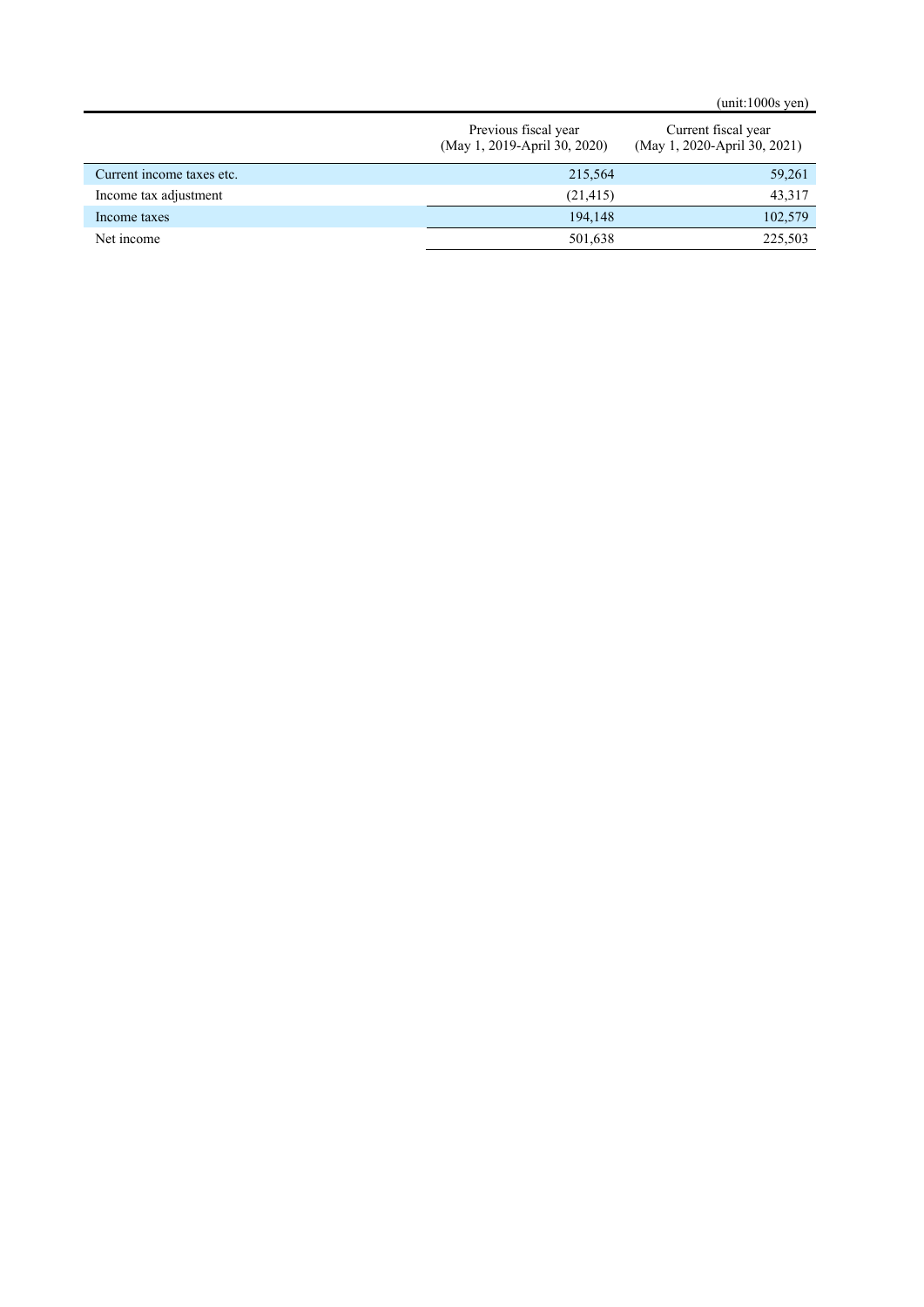(unit:1000s yen)

| | Previous fiscal year (May 1, 2019-April 30, 2020) | Current fiscal year (May 1, 2020-April 30, 2021) |
|---|---|---|
| Current income taxes etc. | 215,564 | 59,261 |
| Income tax adjustment | (21,415) | 43,317 |
| Income taxes | 194,148 | 102,579 |
| Net income | 501,638 | 225,503 |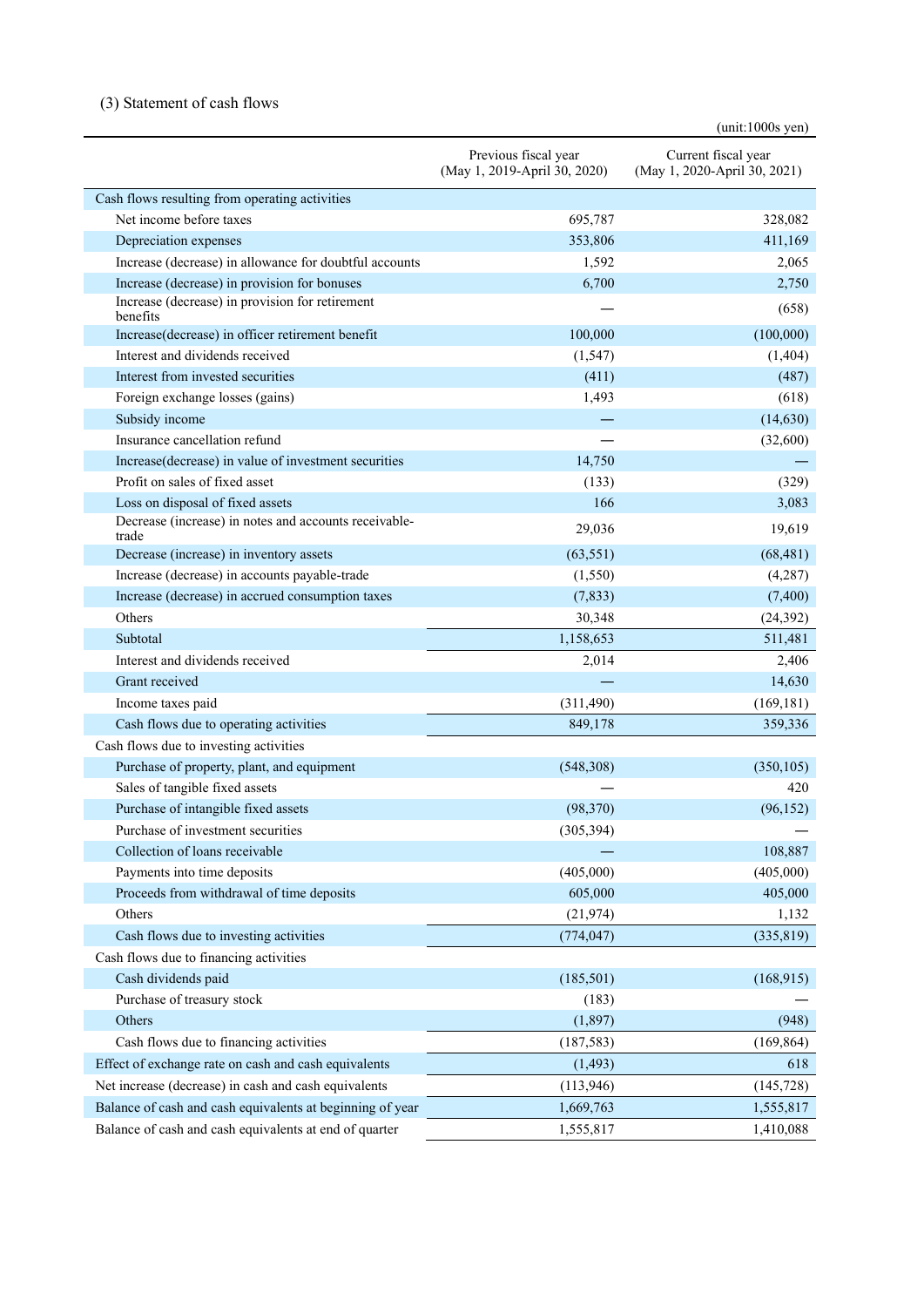### (3) Statement of cash flows

(unit:1000s yen)

| | Previous fiscal year (May 1, 2019-April 30, 2020) | Current fiscal year (May 1, 2020-April 30, 2021) |
|---|---|---|
| Cash flows resulting from operating activities | | |
| Net income before taxes | 695,787 | 328,082 |
| Depreciation expenses | 353,806 | 411,169 |
| Increase (decrease) in allowance for doubtful accounts | 1,592 | 2,065 |
| Increase (decrease) in provision for bonuses | 6,700 | 2,750 |
| Increase (decrease) in provision for retirement benefits | — | (658) |
| Increase(decrease) in officer retirement benefit | 100,000 | (100,000) |
| Interest and dividends received | (1,547) | (1,404) |
| Interest from invested securities | (411) | (487) |
| Foreign exchange losses (gains) | 1,493 | (618) |
| Subsidy income | — | (14,630) |
| Insurance cancellation refund | — | (32,600) |
| Increase(decrease) in value of investment securities | 14,750 | — |
| Profit on sales of fixed asset | (133) | (329) |
| Loss on disposal of fixed assets | 166 | 3,083 |
| Decrease (increase) in notes and accounts receivable-trade | 29,036 | 19,619 |
| Decrease (increase) in inventory assets | (63,551) | (68,481) |
| Increase (decrease) in accounts payable-trade | (1,550) | (4,287) |
| Increase (decrease) in accrued consumption taxes | (7,833) | (7,400) |
| Others | 30,348 | (24,392) |
| Subtotal | 1,158,653 | 511,481 |
| Interest and dividends received | 2,014 | 2,406 |
| Grant received | — | 14,630 |
| Income taxes paid | (311,490) | (169,181) |
| Cash flows due to operating activities | 849,178 | 359,336 |
| Cash flows due to investing activities | | |
| Purchase of property, plant, and equipment | (548,308) | (350,105) |
| Sales of tangible fixed assets | — | 420 |
| Purchase of intangible fixed assets | (98,370) | (96,152) |
| Purchase of investment securities | (305,394) | — |
| Collection of loans receivable | — | 108,887 |
| Payments into time deposits | (405,000) | (405,000) |
| Proceeds from withdrawal of time deposits | 605,000 | 405,000 |
| Others | (21,974) | 1,132 |
| Cash flows due to investing activities | (774,047) | (335,819) |
| Cash flows due to financing activities | | |
| Cash dividends paid | (185,501) | (168,915) |
| Purchase of treasury stock | (183) | — |
| Others | (1,897) | (948) |
| Cash flows due to financing activities | (187,583) | (169,864) |
| Effect of exchange rate on cash and cash equivalents | (1,493) | 618 |
| Net increase (decrease) in cash and cash equivalents | (113,946) | (145,728) |
| Balance of cash and cash equivalents at beginning of year | 1,669,763 | 1,555,817 |
| Balance of cash and cash equivalents at end of quarter | 1,555,817 | 1,410,088 |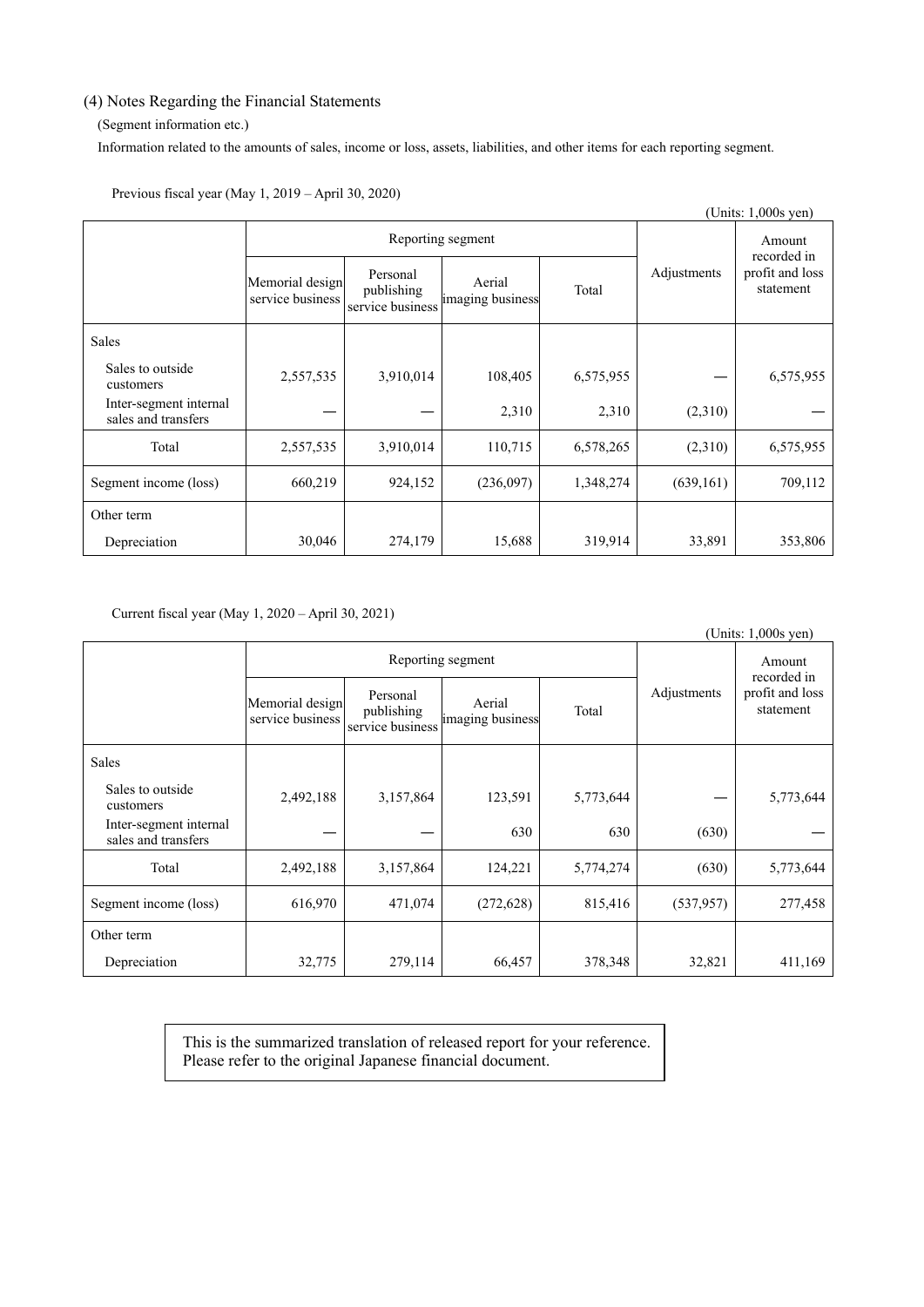## (4) Notes Regarding the Financial Statements

(Segment information etc.)

Information related to the amounts of sales, income or loss, assets, liabilities, and other items for each reporting segment.

Previous fiscal year (May 1, 2019 – April 30, 2020)

(Units: 1,000s yen)

| | Reporting segment | | | | Adjustments | Amount recorded in profit and loss statement |
|---|---|---|---|---|---|---|
| | Memorial design service business | Personal publishing service business | Aerial imaging business | Total | | |
| Sales | | | | | | |
| Sales to outside customers | 2,557,535 | 3,910,014 | 108,405 | 6,575,955 | — | 6,575,955 |
| Inter-segment internal sales and transfers | — | — | 2,310 | 2,310 | (2,310) | — |
| Total | 2,557,535 | 3,910,014 | 110,715 | 6,578,265 | (2,310) | 6,575,955 |
| Segment income (loss) | 660,219 | 924,152 | (236,097) | 1,348,274 | (639,161) | 709,112 |
| Other term | | | | | | |
| Depreciation | 30,046 | 274,179 | 15,688 | 319,914 | 33,891 | 353,806 |

Current fiscal year (May 1, 2020 – April 30, 2021)

(Units: 1,000s yen)

| | Reporting segment | | | | Adjustments | Amount recorded in profit and loss statement |
|---|---|---|---|---|---|---|
| | Memorial design service business | Personal publishing service business | Aerial imaging business | Total | | |
| Sales | | | | | | |
| Sales to outside customers | 2,492,188 | 3,157,864 | 123,591 | 5,773,644 | — | 5,773,644 |
| Inter-segment internal sales and transfers | — | — | 630 | 630 | (630) | — |
| Total | 2,492,188 | 3,157,864 | 124,221 | 5,774,274 | (630) | 5,773,644 |
| Segment income (loss) | 616,970 | 471,074 | (272,628) | 815,416 | (537,957) | 277,458 |
| Other term | | | | | | |
| Depreciation | 32,775 | 279,114 | 66,457 | 378,348 | 32,821 | 411,169 |

This is the summarized translation of released report for your reference.
Please refer to the original Japanese financial document.